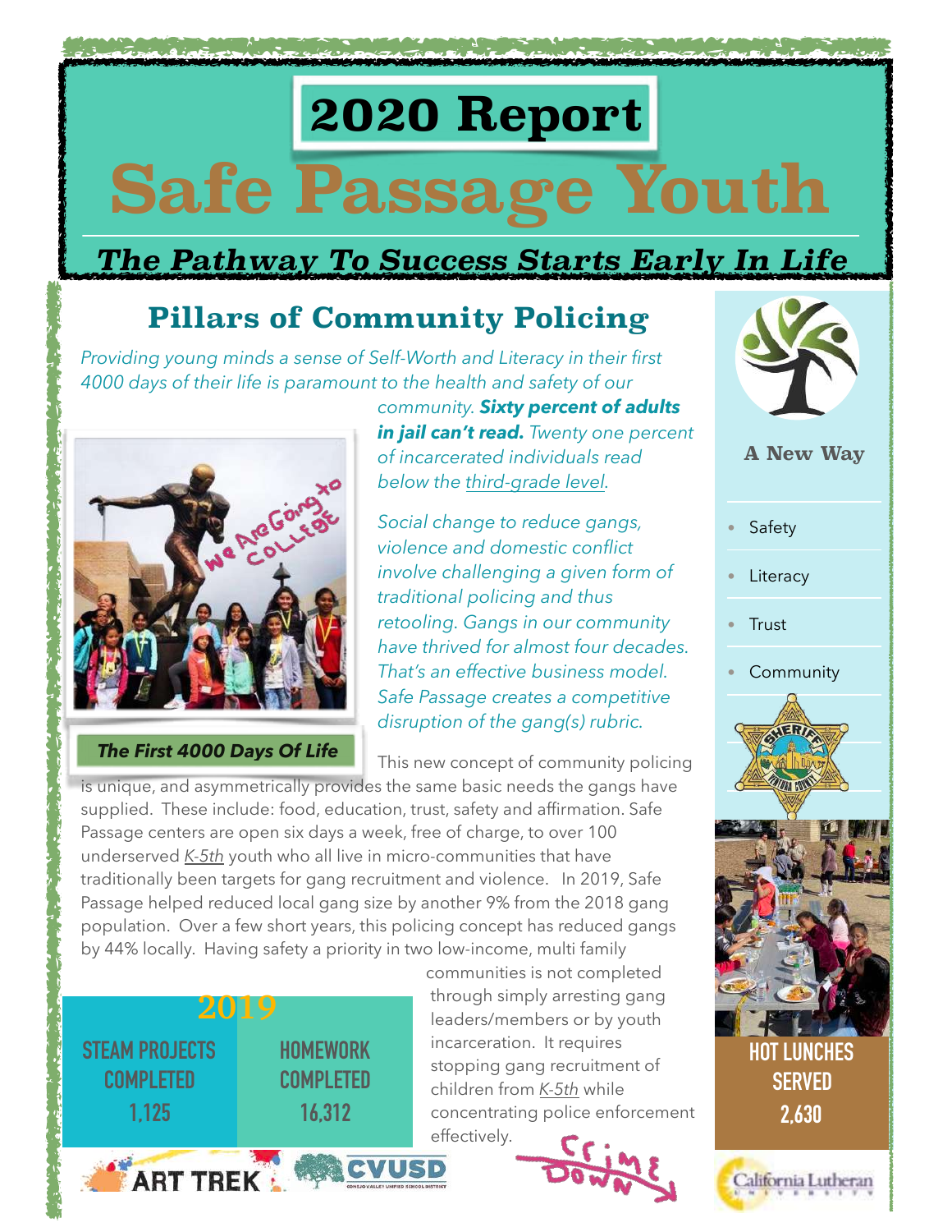# 2020 Report

# Safe Passage Youth

***The Pathway To Success Starts Early In Life***

## Pillars of Community Policing

*Providing young minds a sense of Self-Worth and Literacy in their first 4000 days of their life is paramount to the health and safety of our community.* ***Sixty percent of adults in jail can't read.*** *Twenty one percent of incarcerated individuals read below the third-grade level.*

*Social change to reduce gangs, violence and domestic conflict involve challenging a given form of traditional policing and thus retooling. Gangs in our community have thrived for almost four decades. That's an effective business model. Safe Passage creates a competitive disruption of the gang(s) rubric.*

***The First 4000 Days Of Life***

This new concept of community policing is unique, and asymmetrically provides the same basic needs the gangs have supplied. These include: food, education, trust, safety and affirmation. Safe Passage centers are open six days a week, free of charge, to over 100 underserved *K-5th* youth who all live in micro-communities that have traditionally been targets for gang recruitment and violence. In 2019, Safe Passage helped reduced local gang size by another 9% from the 2018 gang population. Over a few short years, this policing concept has reduced gangs by 44% locally. Having safety a priority in two low-income, multi family communities is not completed through simply arresting gang leaders/members or by youth incarceration. It requires stopping gang recruitment of children from *K-5th* while concentrating police enforcement effectively.

**2019**

| STEAM PROJECTS COMPLETED | HOMEWORK COMPLETED |
|---|---|
| 1,125 | 16,312 |

ART TREK · CVUSD

Crime Down

**A New Way**

- Safety
- Literacy
- Trust
- Community

**HOT LUNCHES SERVED**
**2,630**

California Lutheran University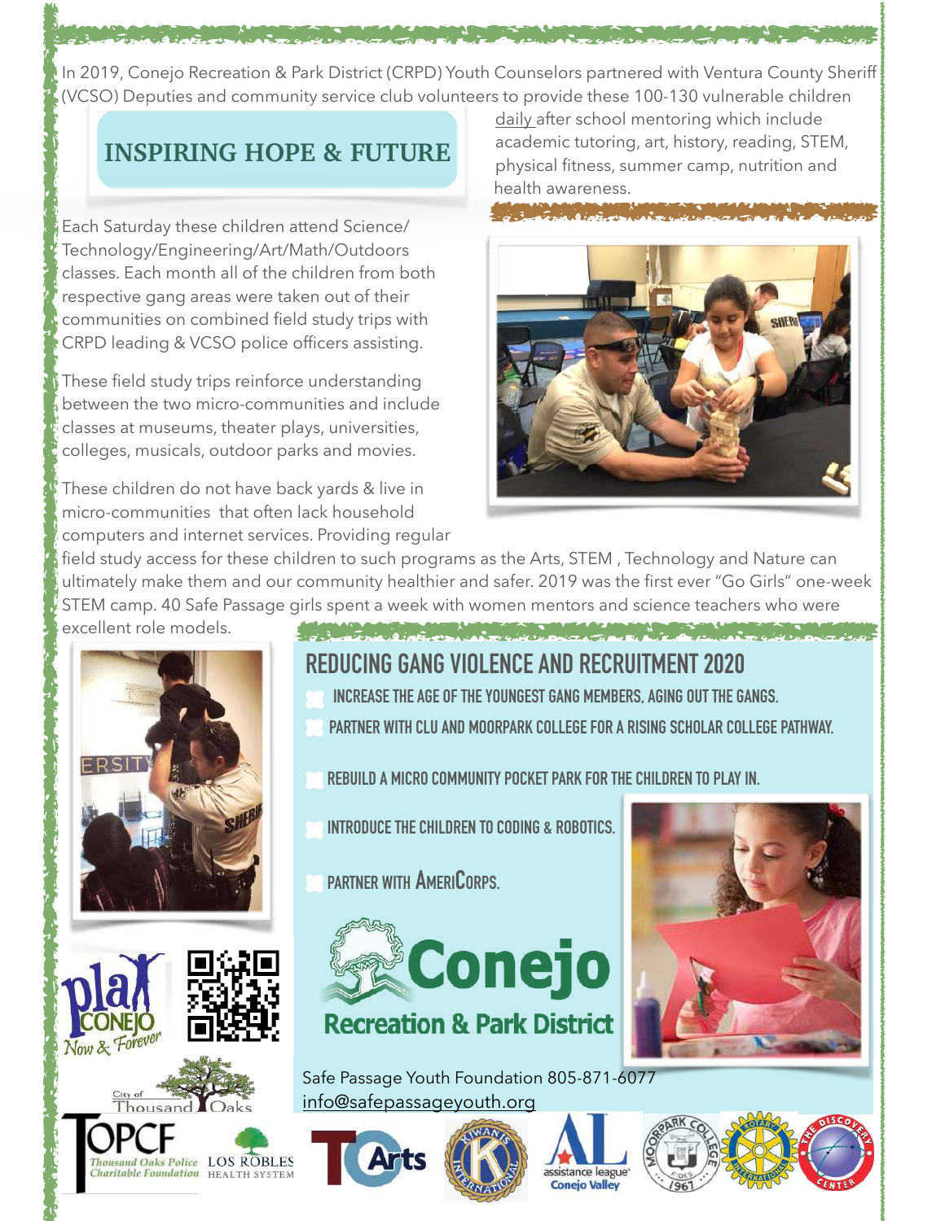In 2019, Conejo Recreation & Park District (CRPD) Youth Counselors partnered with Ventura County Sheriff (VCSO) Deputies and community service club volunteers to provide these 100-130 vulnerable children daily after school mentoring which include academic tutoring, art, history, reading, STEM, physical fitness, summer camp, nutrition and health awareness.

## INSPIRING HOPE & FUTURE

Each Saturday these children attend Science/ Technology/Engineering/Art/Math/Outdoors classes. Each month all of the children from both respective gang areas were taken out of their communities on combined field study trips with CRPD leading & VCSO police officers assisting.

These field study trips reinforce understanding between the two micro-communities and include classes at museums, theater plays, universities, colleges, musicals, outdoor parks and movies.

These children do not have back yards & live in micro-communities that often lack household computers and internet services. Providing regular field study access for these children to such programs as the Arts, STEM , Technology and Nature can ultimately make them and our community healthier and safer. 2019 was the first ever "Go Girls" one-week STEM camp. 40 Safe Passage girls spent a week with women mentors and science teachers who were excellent role models.

## REDUCING GANG VIOLENCE AND RECRUITMENT 2020

- INCREASE THE AGE OF THE YOUNGEST GANG MEMBERS, AGING OUT THE GANGS.
- PARTNER WITH CLU AND MOORPARK COLLEGE FOR A RISING SCHOLAR COLLEGE PATHWAY.
- REBUILD A MICRO COMMUNITY POCKET PARK FOR THE CHILDREN TO PLAY IN.
- INTRODUCE THE CHILDREN TO CODING & ROBOTICS.
- PARTNER WITH AMERICORPS.

Conejo Recreation & Park District

Safe Passage Youth Foundation 805-871-6077
info@safepassageyouth.org